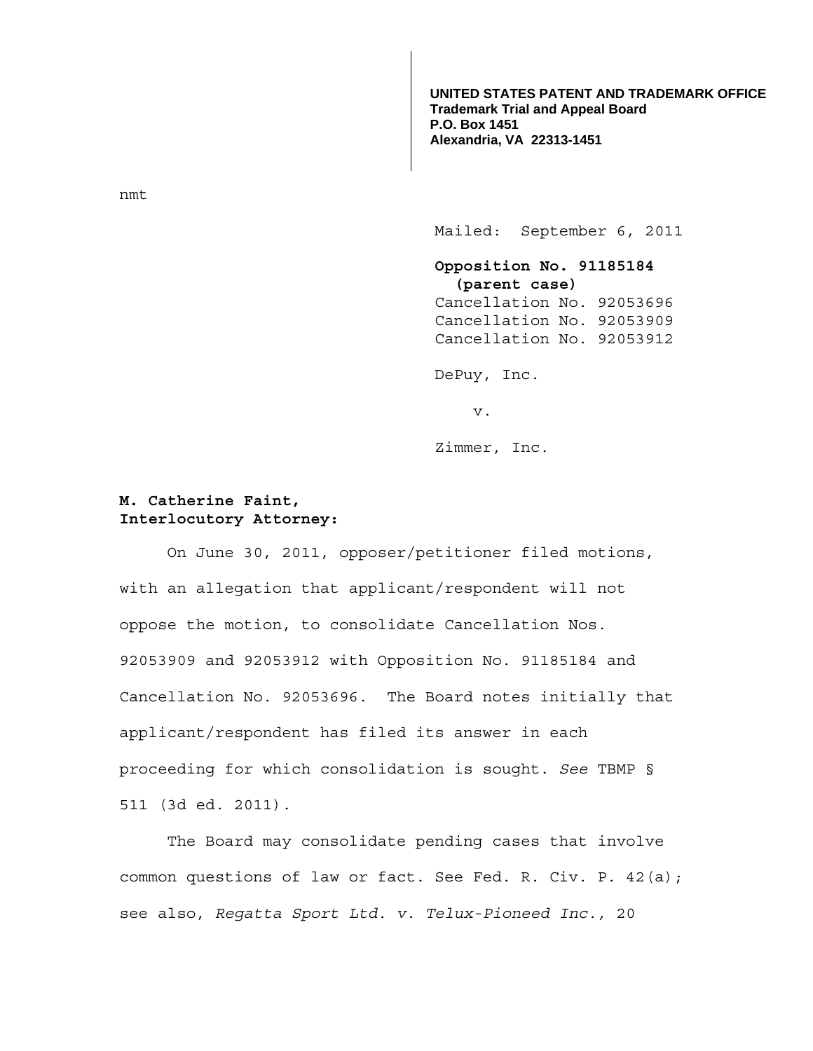**UNITED STATES PATENT AND TRADEMARK OFFICE**
**Trademark Trial and Appeal Board**
**P.O. Box 1451**
**Alexandria, VA 22313-1451**

nmt

Mailed: September 6, 2011

**Opposition No. 91185184**
**(parent case)**
Cancellation No. 92053696
Cancellation No. 92053909
Cancellation No. 92053912

DePuy, Inc.

v.

Zimmer, Inc.

**M. Catherine Faint,**
**Interlocutory Attorney:**

On June 30, 2011, opposer/petitioner filed motions, with an allegation that applicant/respondent will not oppose the motion, to consolidate Cancellation Nos. 92053909 and 92053912 with Opposition No. 91185184 and Cancellation No. 92053696. The Board notes initially that applicant/respondent has filed its answer in each proceeding for which consolidation is sought. *See* TBMP § 511 (3d ed. 2011).

The Board may consolidate pending cases that involve common questions of law or fact. See Fed. R. Civ. P. 42(a); see also, *Regatta Sport Ltd. v. Telux-Pioneed Inc.,* 20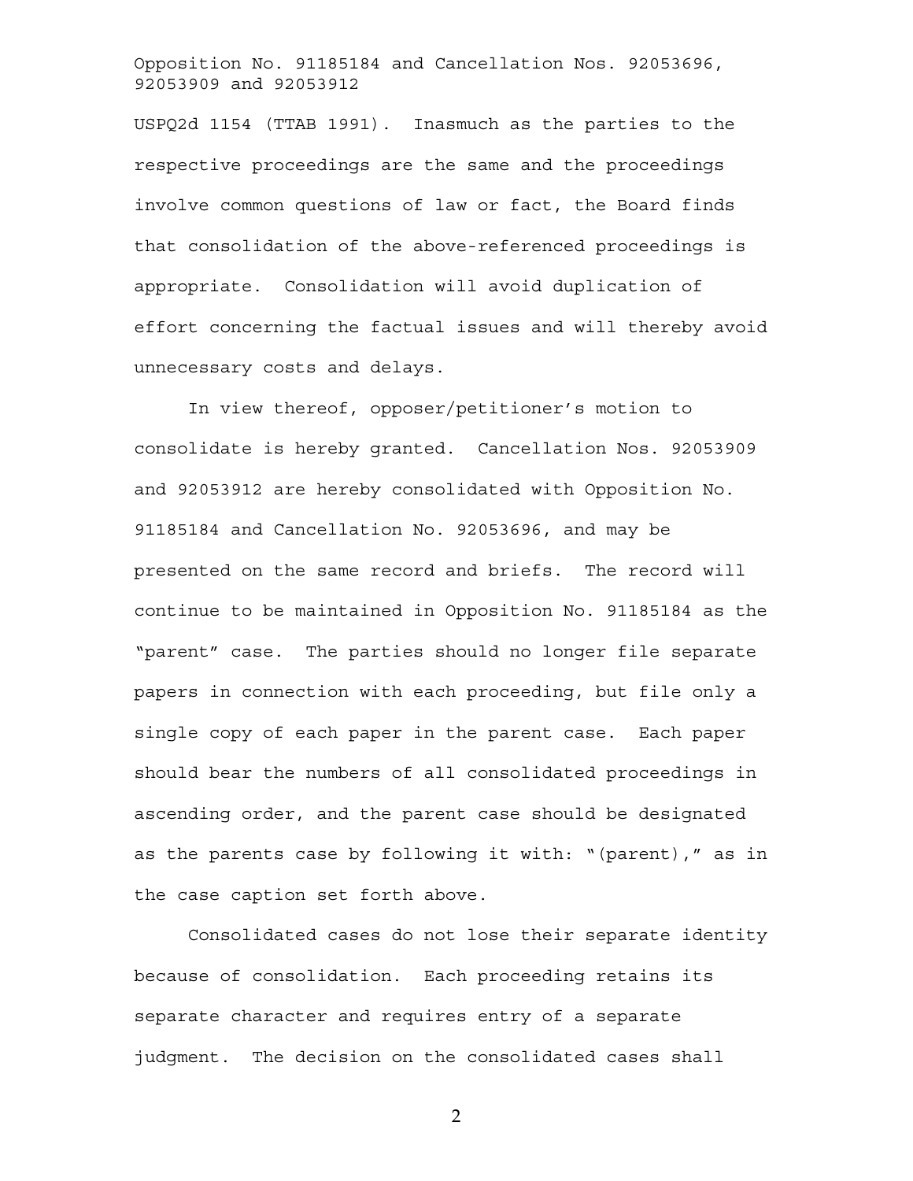USPQ2d 1154 (TTAB 1991). Inasmuch as the parties to the respective proceedings are the same and the proceedings involve common questions of law or fact, the Board finds that consolidation of the above-referenced proceedings is appropriate. Consolidation will avoid duplication of effort concerning the factual issues and will thereby avoid unnecessary costs and delays.

In view thereof, opposer/petitioner's motion to consolidate is hereby granted. Cancellation Nos. 92053909 and 92053912 are hereby consolidated with Opposition No. 91185184 and Cancellation No. 92053696, and may be presented on the same record and briefs. The record will continue to be maintained in Opposition No. 91185184 as the "parent" case. The parties should no longer file separate papers in connection with each proceeding, but file only a single copy of each paper in the parent case. Each paper should bear the numbers of all consolidated proceedings in ascending order, and the parent case should be designated as the parents case by following it with: "(parent)," as in the case caption set forth above.

Consolidated cases do not lose their separate identity because of consolidation. Each proceeding retains its separate character and requires entry of a separate judgment. The decision on the consolidated cases shall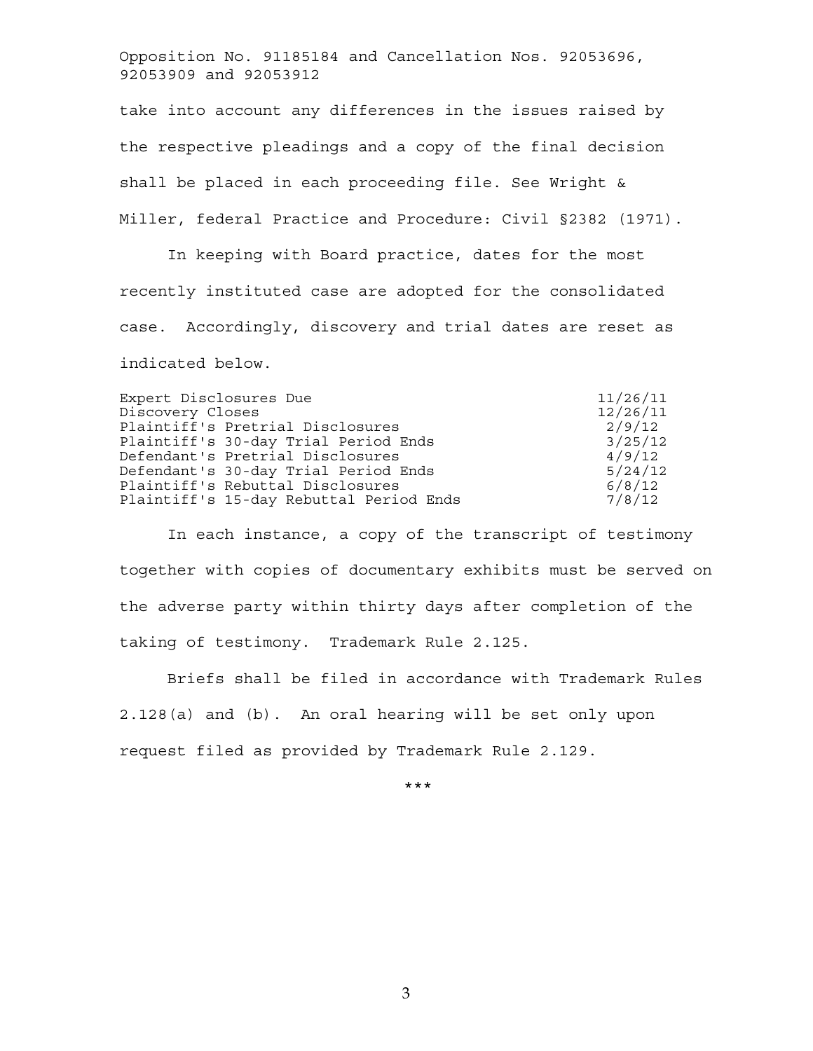take into account any differences in the issues raised by the respective pleadings and a copy of the final decision shall be placed in each proceeding file. See Wright & Miller, federal Practice and Procedure: Civil §2382 (1971).

In keeping with Board practice, dates for the most recently instituted case are adopted for the consolidated case. Accordingly, discovery and trial dates are reset as indicated below.

| | |
|---|---|
| Expert Disclosures Due | 11/26/11 |
| Discovery Closes | 12/26/11 |
| Plaintiff's Pretrial Disclosures | 2/9/12 |
| Plaintiff's 30-day Trial Period Ends | 3/25/12 |
| Defendant's Pretrial Disclosures | 4/9/12 |
| Defendant's 30-day Trial Period Ends | 5/24/12 |
| Plaintiff's Rebuttal Disclosures | 6/8/12 |
| Plaintiff's 15-day Rebuttal Period Ends | 7/8/12 |

In each instance, a copy of the transcript of testimony together with copies of documentary exhibits must be served on the adverse party within thirty days after completion of the taking of testimony. Trademark Rule 2.125.

Briefs shall be filed in accordance with Trademark Rules 2.128(a) and (b). An oral hearing will be set only upon request filed as provided by Trademark Rule 2.129.

***